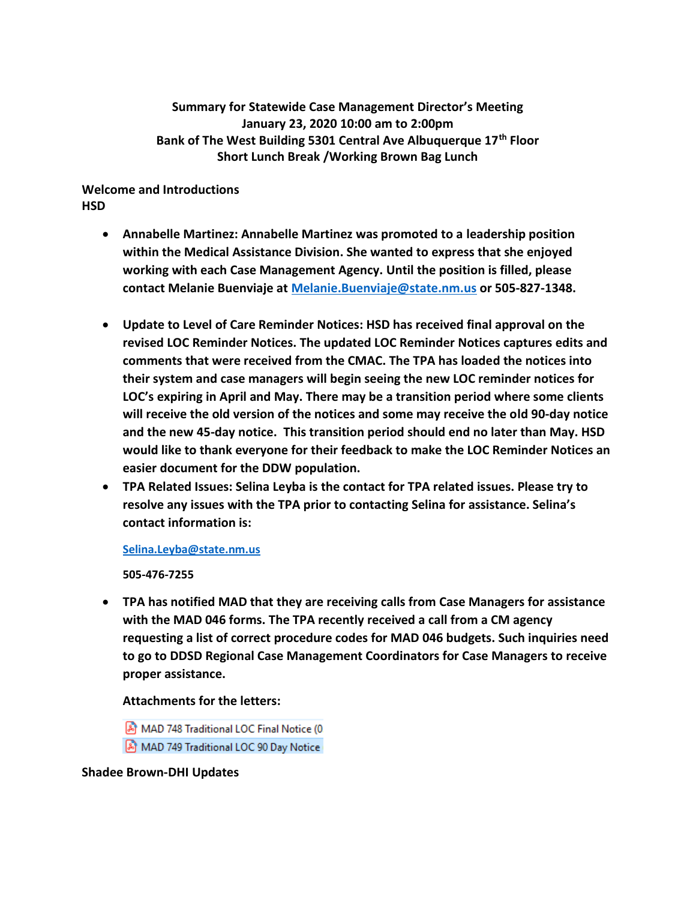**Summary for Statewide Case Management Director's Meeting**
**January 23, 2020 10:00 am to 2:00pm**
**Bank of The West Building 5301 Central Ave Albuquerque 17th Floor**
**Short Lunch Break /Working Brown Bag Lunch**

**Welcome and Introductions**
**HSD**

- **Annabelle Martinez: Annabelle Martinez was promoted to a leadership position within the Medical Assistance Division. She wanted to express that she enjoyed working with each Case Management Agency. Until the position is filled, please contact Melanie Buenviaje at [Melanie.Buenviaje@state.nm.us](mailto:Melanie.Buenviaje@state.nm.us) or 505-827-1348.**

- **Update to Level of Care Reminder Notices: HSD has received final approval on the revised LOC Reminder Notices. The updated LOC Reminder Notices captures edits and comments that were received from the CMAC. The TPA has loaded the notices into their system and case managers will begin seeing the new LOC reminder notices for LOC's expiring in April and May. There may be a transition period where some clients will receive the old version of the notices and some may receive the old 90-day notice and the new 45-day notice. This transition period should end no later than May. HSD would like to thank everyone for their feedback to make the LOC Reminder Notices an easier document for the DDW population.**
- **TPA Related Issues: Selina Leyba is the contact for TPA related issues. Please try to resolve any issues with the TPA prior to contacting Selina for assistance. Selina's contact information is:**

  **[Selina.Leyba@state.nm.us](mailto:Selina.Leyba@state.nm.us)**

  **505-476-7255**

- **TPA has notified MAD that they are receiving calls from Case Managers for assistance with the MAD 046 forms. The TPA recently received a call from a CM agency requesting a list of correct procedure codes for MAD 046 budgets. Such inquiries need to go to DDSD Regional Case Management Coordinators for Case Managers to receive proper assistance.**

  **Attachments for the letters:**

  MAD 748 Traditional LOC Final Notice (0
  MAD 749 Traditional LOC 90 Day Notice

**Shadee Brown-DHI Updates**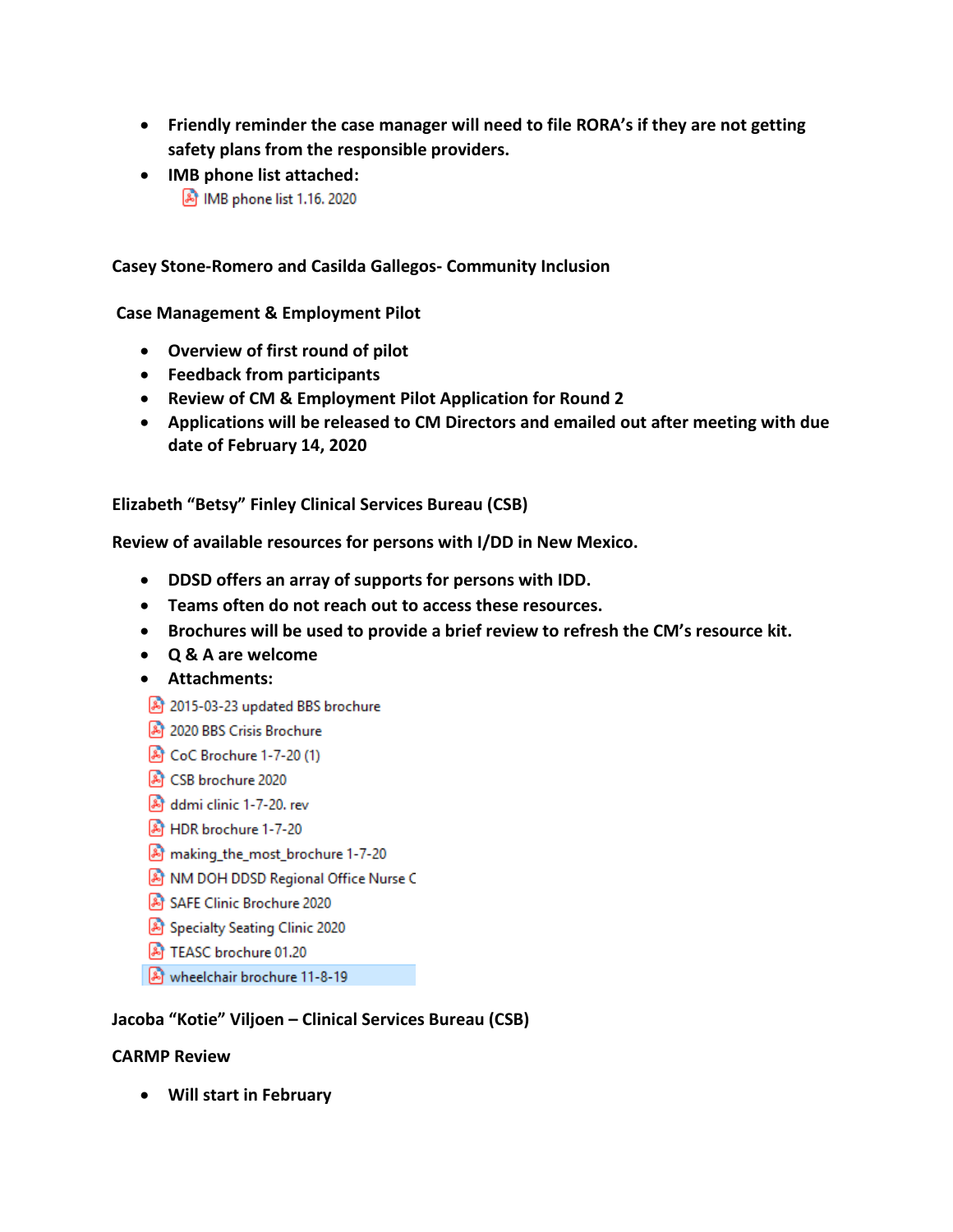- **Friendly reminder the case manager will need to file RORA's if they are not getting safety plans from the responsible providers.**
- **IMB phone list attached:**
  - IMB phone list 1.16. 2020

**Casey Stone-Romero and Casilda Gallegos- Community Inclusion**

**Case Management & Employment Pilot**

- **Overview of first round of pilot**
- **Feedback from participants**
- **Review of CM & Employment Pilot Application for Round 2**
- **Applications will be released to CM Directors and emailed out after meeting with due date of February 14, 2020**

**Elizabeth "Betsy" Finley Clinical Services Bureau (CSB)**

**Review of available resources for persons with I/DD in New Mexico.**

- **DDSD offers an array of supports for persons with IDD.**
- **Teams often do not reach out to access these resources.**
- **Brochures will be used to provide a brief review to refresh the CM's resource kit.**
- **Q & A are welcome**
- **Attachments:**
  - 2015-03-23 updated BBS brochure
  - 2020 BBS Crisis Brochure
  - CoC Brochure 1-7-20 (1)
  - CSB brochure 2020
  - ddmi clinic 1-7-20. rev
  - HDR brochure 1-7-20
  - making_the_most_brochure 1-7-20
  - NM DOH DDSD Regional Office Nurse C
  - SAFE Clinic Brochure 2020
  - Specialty Seating Clinic 2020
  - TEASC brochure 01.20
  - wheelchair brochure 11-8-19

**Jacoba "Kotie" Viljoen – Clinical Services Bureau (CSB)**

**CARMP Review**

- **Will start in February**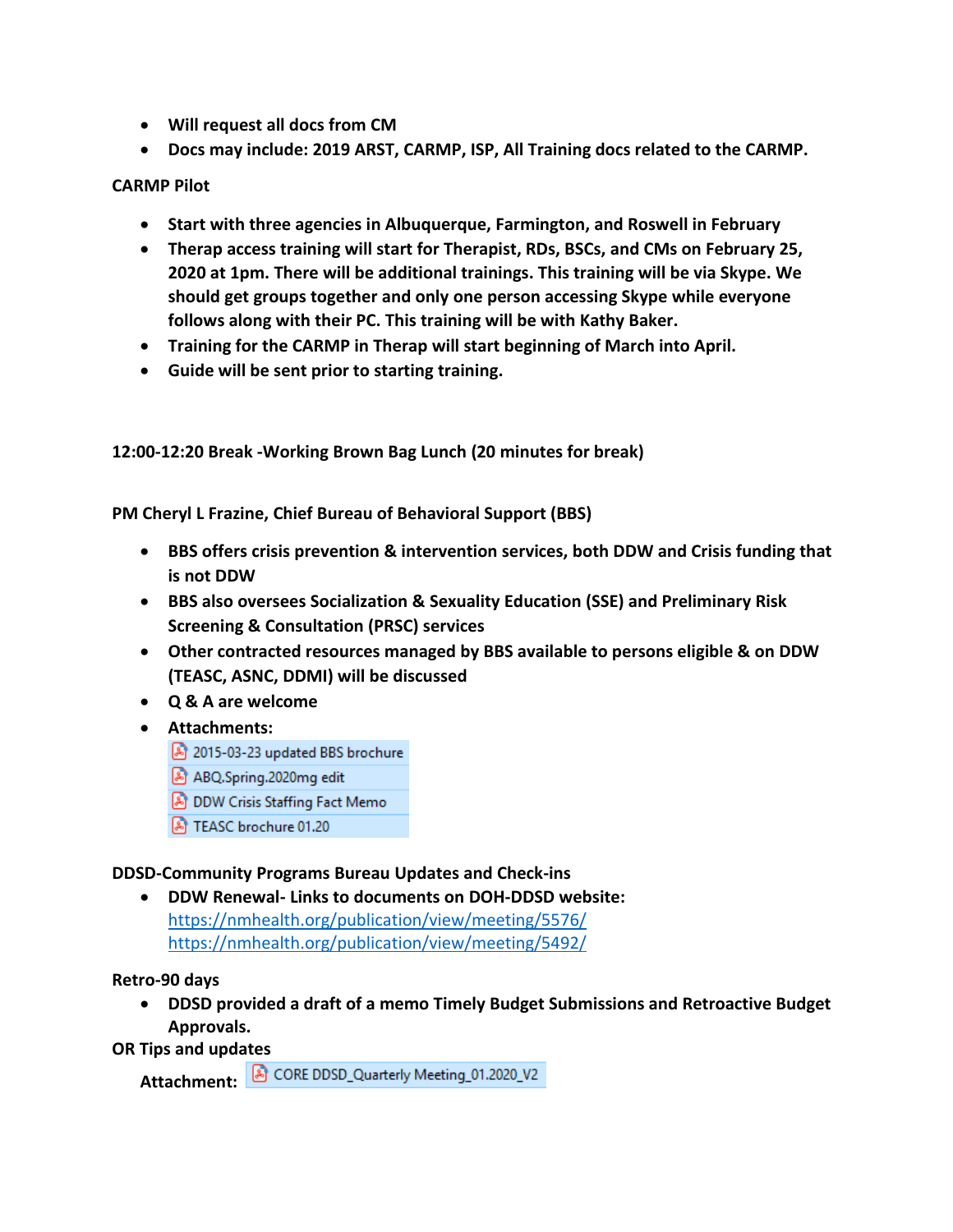- **Will request all docs from CM**
- **Docs may include: 2019 ARST, CARMP, ISP, All Training docs related to the CARMP.**

**CARMP Pilot**

- **Start with three agencies in Albuquerque, Farmington, and Roswell in February**
- **Therap access training will start for Therapist, RDs, BSCs, and CMs on February 25, 2020 at 1pm. There will be additional trainings. This training will be via Skype. We should get groups together and only one person accessing Skype while everyone follows along with their PC. This training will be with Kathy Baker.**
- **Training for the CARMP in Therap will start beginning of March into April.**
- **Guide will be sent prior to starting training.**

**12:00-12:20 Break -Working Brown Bag Lunch (20 minutes for break)**

**PM Cheryl L Frazine, Chief Bureau of Behavioral Support (BBS)**

- **BBS offers crisis prevention & intervention services, both DDW and Crisis funding that is not DDW**
- **BBS also oversees Socialization & Sexuality Education (SSE) and Preliminary Risk Screening & Consultation (PRSC) services**
- **Other contracted resources managed by BBS available to persons eligible & on DDW (TEASC, ASNC, DDMI) will be discussed**
- **Q & A are welcome**
- **Attachments:**
  - 2015-03-23 updated BBS brochure
  - ABQ.Spring.2020mg edit
  - DDW Crisis Staffing Fact Memo
  - TEASC brochure 01.20

**DDSD-Community Programs Bureau Updates and Check-ins**

- **DDW Renewal- Links to documents on DOH-DDSD website:**
  https://nmhealth.org/publication/view/meeting/5576/
  https://nmhealth.org/publication/view/meeting/5492/

**Retro-90 days**

- **DDSD provided a draft of a memo Timely Budget Submissions and Retroactive Budget Approvals.**

**OR Tips and updates**

**Attachment:** CORE DDSD_Quarterly Meeting_01.2020_V2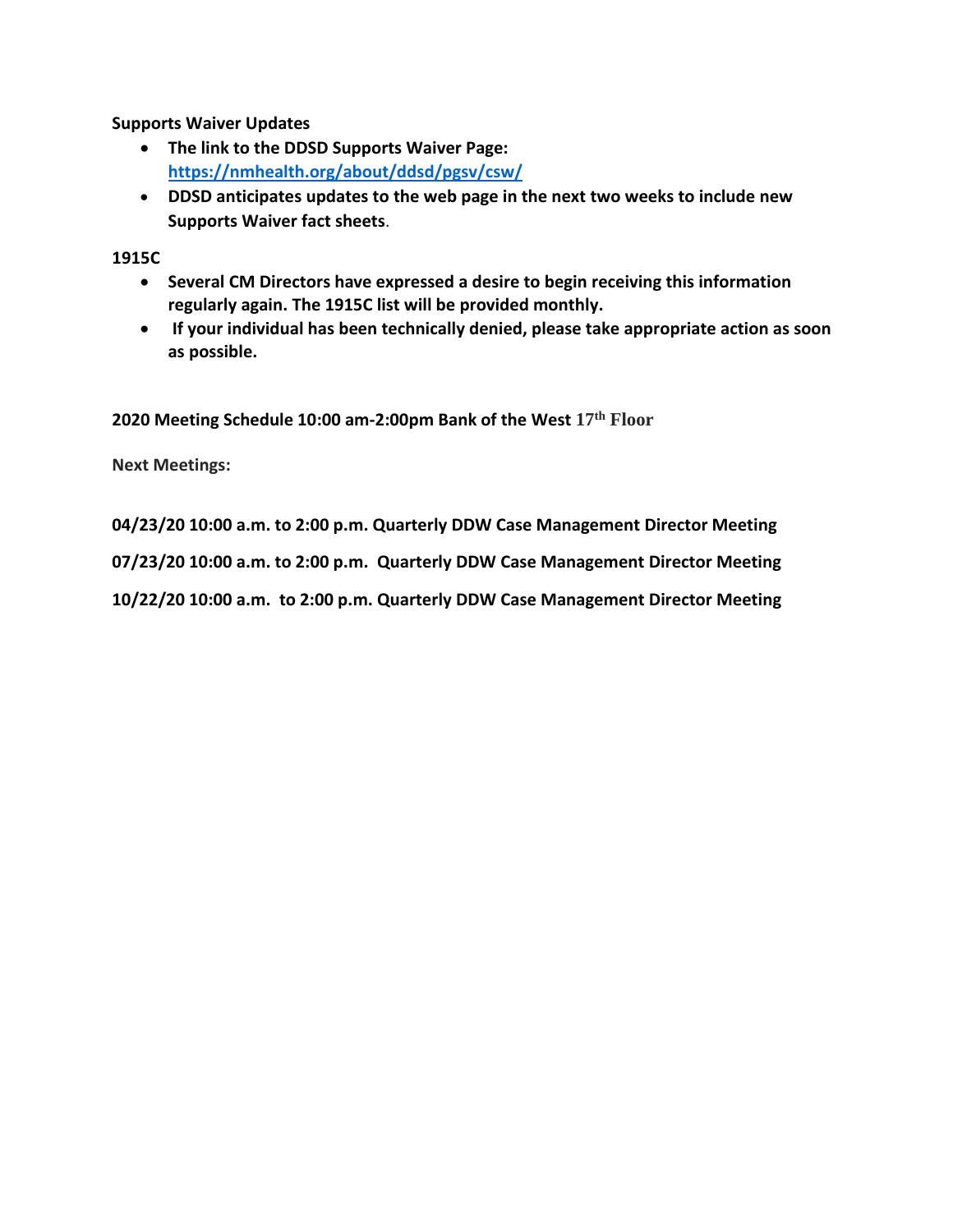**Supports Waiver Updates**

- **The link to the DDSD Supports Waiver Page: https://nmhealth.org/about/ddsd/pgsv/csw/**
- **DDSD anticipates updates to the web page in the next two weeks to include new Supports Waiver fact sheets.**

**1915C**

- **Several CM Directors have expressed a desire to begin receiving this information regularly again. The 1915C list will be provided monthly.**
- **If your individual has been technically denied, please take appropriate action as soon as possible.**

**2020 Meeting Schedule 10:00 am-2:00pm Bank of the West 17th Floor**

**Next Meetings:**

**04/23/20 10:00 a.m. to 2:00 p.m. Quarterly DDW Case Management Director Meeting**

**07/23/20 10:00 a.m. to 2:00 p.m. Quarterly DDW Case Management Director Meeting**

**10/22/20 10:00 a.m. to 2:00 p.m. Quarterly DDW Case Management Director Meeting**